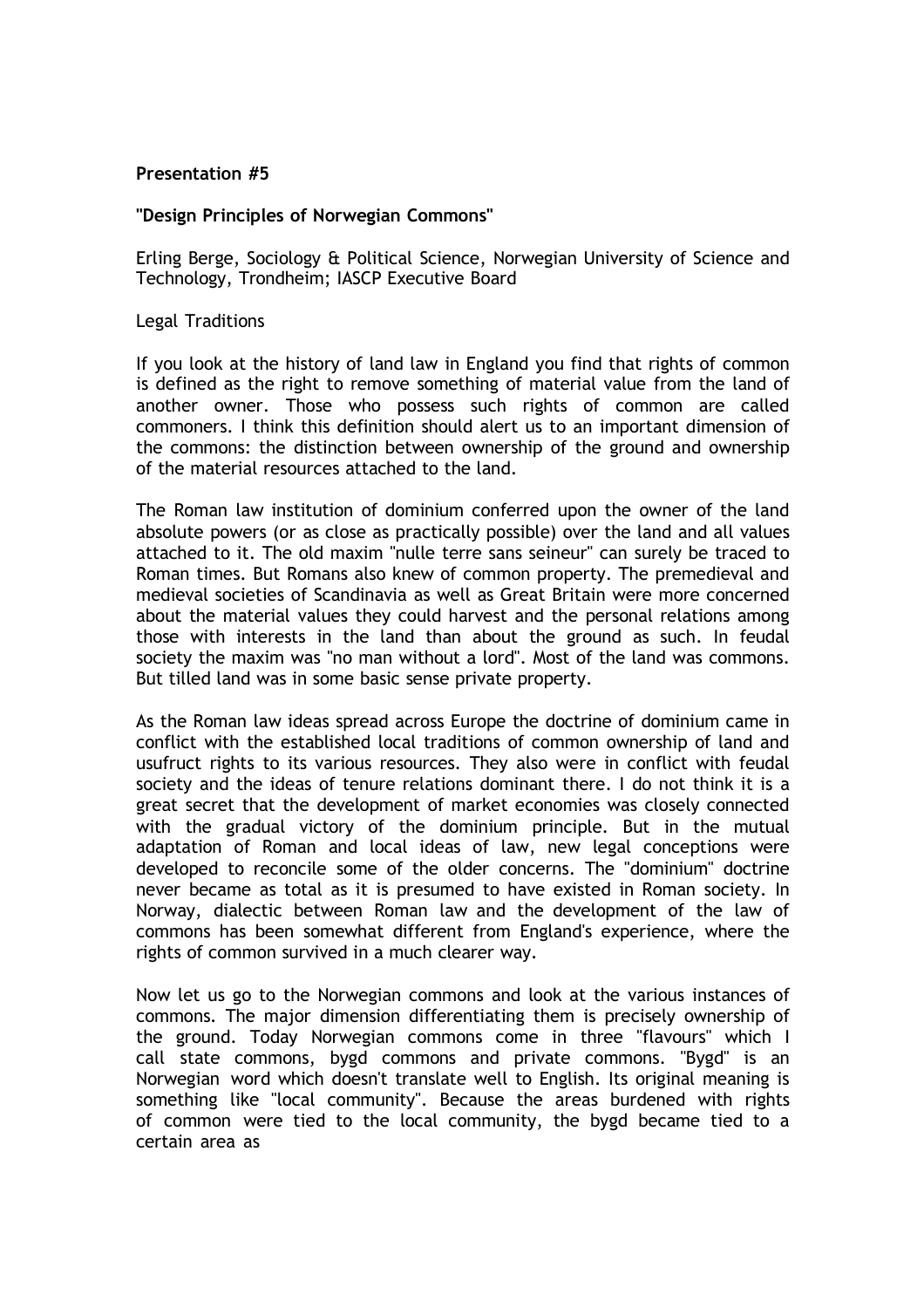**Presentation #5**

**"Design Principles of Norwegian Commons"**

Erling Berge, Sociology & Political Science, Norwegian University of Science and Technology, Trondheim; IASCP Executive Board

Legal Traditions

If you look at the history of land law in England you find that rights of common is defined as the right to remove something of material value from the land of another owner. Those who possess such rights of common are called commoners. I think this definition should alert us to an important dimension of the commons: the distinction between ownership of the ground and ownership of the material resources attached to the land.

The Roman law institution of dominium conferred upon the owner of the land absolute powers (or as close as practically possible) over the land and all values attached to it. The old maxim "nulle terre sans seineur" can surely be traced to Roman times. But Romans also knew of common property. The premedieval and medieval societies of Scandinavia as well as Great Britain were more concerned about the material values they could harvest and the personal relations among those with interests in the land than about the ground as such. In feudal society the maxim was "no man without a lord". Most of the land was commons. But tilled land was in some basic sense private property.

As the Roman law ideas spread across Europe the doctrine of dominium came in conflict with the established local traditions of common ownership of land and usufruct rights to its various resources. They also were in conflict with feudal society and the ideas of tenure relations dominant there. I do not think it is a great secret that the development of market economies was closely connected with the gradual victory of the dominium principle. But in the mutual adaptation of Roman and local ideas of law, new legal conceptions were developed to reconcile some of the older concerns. The "dominium" doctrine never became as total as it is presumed to have existed in Roman society. In Norway, dialectic between Roman law and the development of the law of commons has been somewhat different from England's experience, where the rights of common survived in a much clearer way.

Now let us go to the Norwegian commons and look at the various instances of commons. The major dimension differentiating them is precisely ownership of the ground. Today Norwegian commons come in three "flavours" which I call state commons, bygd commons and private commons. "Bygd" is an Norwegian word which doesn't translate well to English. Its original meaning is something like "local community". Because the areas burdened with rights of common were tied to the local community, the bygd became tied to a certain area as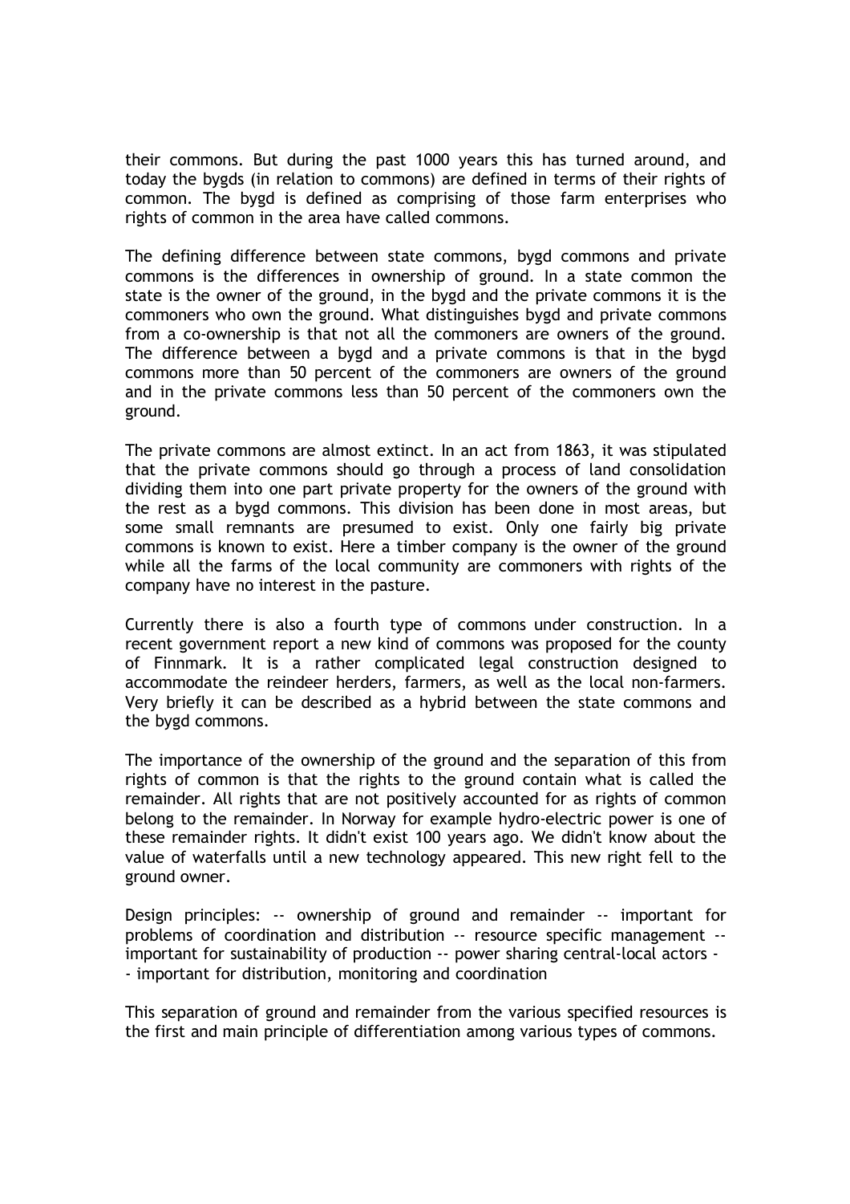their commons. But during the past 1000 years this has turned around, and today the bygds (in relation to commons) are defined in terms of their rights of common. The bygd is defined as comprising of those farm enterprises who rights of common in the area have called commons.

The defining difference between state commons, bygd commons and private commons is the differences in ownership of ground. In a state common the state is the owner of the ground, in the bygd and the private commons it is the commoners who own the ground. What distinguishes bygd and private commons from a co-ownership is that not all the commoners are owners of the ground. The difference between a bygd and a private commons is that in the bygd commons more than 50 percent of the commoners are owners of the ground and in the private commons less than 50 percent of the commoners own the ground.

The private commons are almost extinct. In an act from 1863, it was stipulated that the private commons should go through a process of land consolidation dividing them into one part private property for the owners of the ground with the rest as a bygd commons. This division has been done in most areas, but some small remnants are presumed to exist. Only one fairly big private commons is known to exist. Here a timber company is the owner of the ground while all the farms of the local community are commoners with rights of the company have no interest in the pasture.

Currently there is also a fourth type of commons under construction. In a recent government report a new kind of commons was proposed for the county of Finnmark. It is a rather complicated legal construction designed to accommodate the reindeer herders, farmers, as well as the local non-farmers. Very briefly it can be described as a hybrid between the state commons and the bygd commons.

The importance of the ownership of the ground and the separation of this from rights of common is that the rights to the ground contain what is called the remainder. All rights that are not positively accounted for as rights of common belong to the remainder. In Norway for example hydro-electric power is one of these remainder rights. It didn't exist 100 years ago. We didn't know about the value of waterfalls until a new technology appeared. This new right fell to the ground owner.

Design principles: -- ownership of ground and remainder -- important for problems of coordination and distribution -- resource specific management -- important for sustainability of production -- power sharing central-local actors -- important for distribution, monitoring and coordination

This separation of ground and remainder from the various specified resources is the first and main principle of differentiation among various types of commons.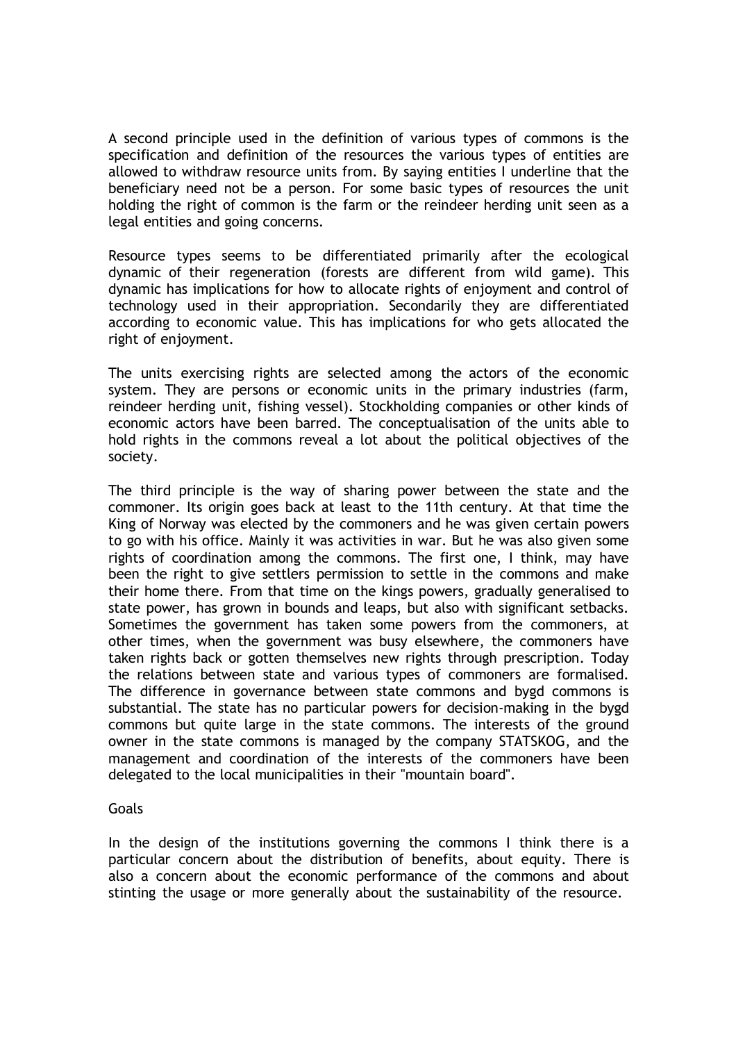A second principle used in the definition of various types of commons is the specification and definition of the resources the various types of entities are allowed to withdraw resource units from. By saying entities I underline that the beneficiary need not be a person. For some basic types of resources the unit holding the right of common is the farm or the reindeer herding unit seen as a legal entities and going concerns.

Resource types seems to be differentiated primarily after the ecological dynamic of their regeneration (forests are different from wild game). This dynamic has implications for how to allocate rights of enjoyment and control of technology used in their appropriation. Secondarily they are differentiated according to economic value. This has implications for who gets allocated the right of enjoyment.

The units exercising rights are selected among the actors of the economic system. They are persons or economic units in the primary industries (farm, reindeer herding unit, fishing vessel). Stockholding companies or other kinds of economic actors have been barred. The conceptualisation of the units able to hold rights in the commons reveal a lot about the political objectives of the society.

The third principle is the way of sharing power between the state and the commoner. Its origin goes back at least to the 11th century. At that time the King of Norway was elected by the commoners and he was given certain powers to go with his office. Mainly it was activities in war. But he was also given some rights of coordination among the commons. The first one, I think, may have been the right to give settlers permission to settle in the commons and make their home there. From that time on the kings powers, gradually generalised to state power, has grown in bounds and leaps, but also with significant setbacks. Sometimes the government has taken some powers from the commoners, at other times, when the government was busy elsewhere, the commoners have taken rights back or gotten themselves new rights through prescription. Today the relations between state and various types of commoners are formalised. The difference in governance between state commons and bygd commons is substantial. The state has no particular powers for decision-making in the bygd commons but quite large in the state commons. The interests of the ground owner in the state commons is managed by the company STATSKOG, and the management and coordination of the interests of the commoners have been delegated to the local municipalities in their "mountain board".

## Goals

In the design of the institutions governing the commons I think there is a particular concern about the distribution of benefits, about equity. There is also a concern about the economic performance of the commons and about stinting the usage or more generally about the sustainability of the resource.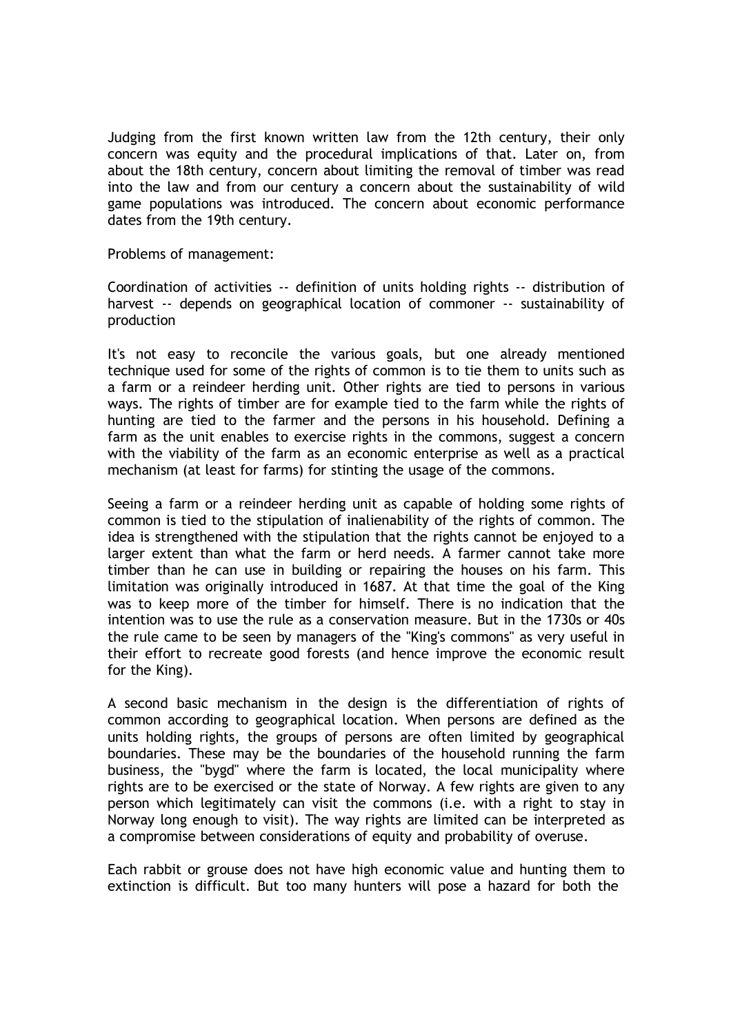Judging from the first known written law from the 12th century, their only concern was equity and the procedural implications of that. Later on, from about the 18th century, concern about limiting the removal of timber was read into the law and from our century a concern about the sustainability of wild game populations was introduced. The concern about economic performance dates from the 19th century.

Problems of management:

Coordination of activities -- definition of units holding rights -- distribution of harvest -- depends on geographical location of commoner -- sustainability of production

It's not easy to reconcile the various goals, but one already mentioned technique used for some of the rights of common is to tie them to units such as a farm or a reindeer herding unit. Other rights are tied to persons in various ways. The rights of timber are for example tied to the farm while the rights of hunting are tied to the farmer and the persons in his household. Defining a farm as the unit enables to exercise rights in the commons, suggest a concern with the viability of the farm as an economic enterprise as well as a practical mechanism (at least for farms) for stinting the usage of the commons.

Seeing a farm or a reindeer herding unit as capable of holding some rights of common is tied to the stipulation of inalienability of the rights of common. The idea is strengthened with the stipulation that the rights cannot be enjoyed to a larger extent than what the farm or herd needs. A farmer cannot take more timber than he can use in building or repairing the houses on his farm. This limitation was originally introduced in 1687. At that time the goal of the King was to keep more of the timber for himself. There is no indication that the intention was to use the rule as a conservation measure. But in the 1730s or 40s the rule came to be seen by managers of the "King's commons" as very useful in their effort to recreate good forests (and hence improve the economic result for the King).

A second basic mechanism in the design is the differentiation of rights of common according to geographical location. When persons are defined as the units holding rights, the groups of persons are often limited by geographical boundaries. These may be the boundaries of the household running the farm business, the "bygd" where the farm is located, the local municipality where rights are to be exercised or the state of Norway. A few rights are given to any person which legitimately can visit the commons (i.e. with a right to stay in Norway long enough to visit). The way rights are limited can be interpreted as a compromise between considerations of equity and probability of overuse.

Each rabbit or grouse does not have high economic value and hunting them to extinction is difficult. But too many hunters will pose a hazard for both the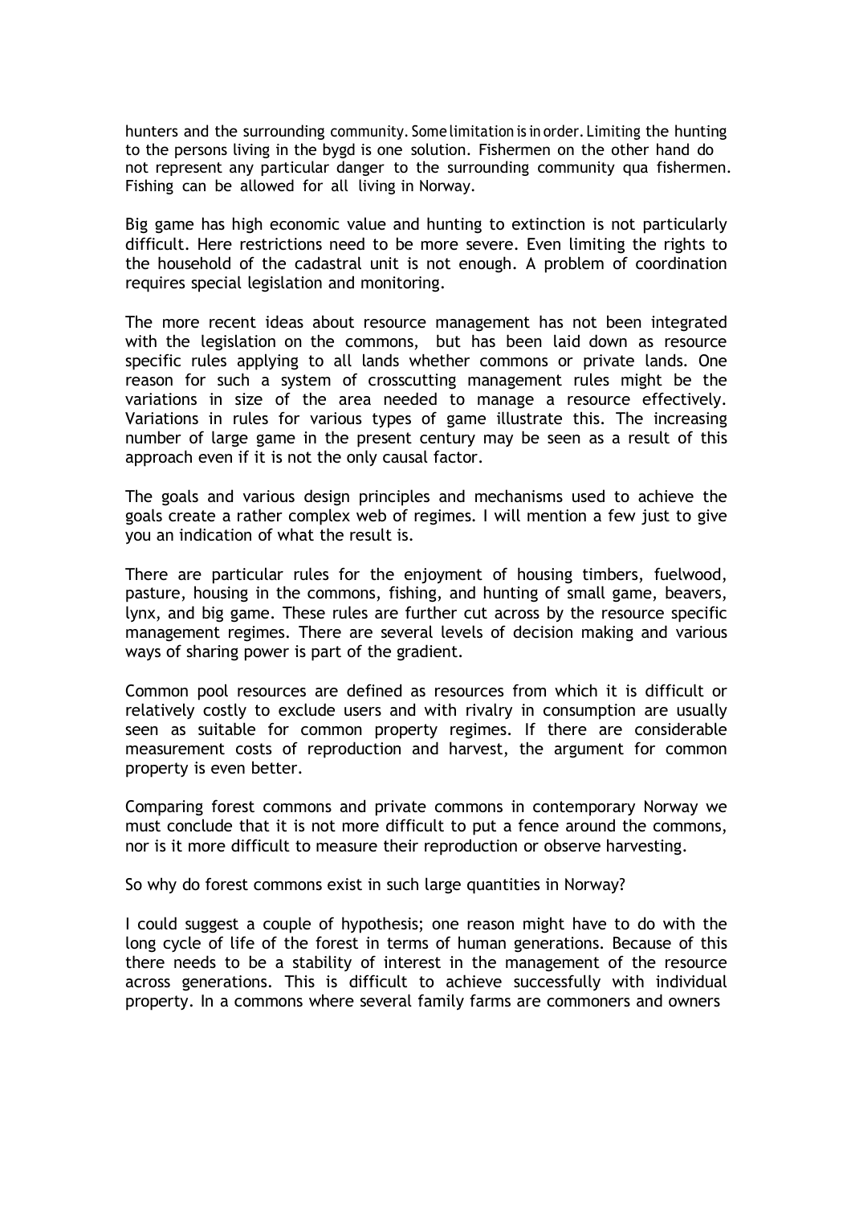hunters and the surrounding community. Some limitation is in order. Limiting the hunting to the persons living in the bygd is one solution. Fishermen on the other hand do not represent any particular danger to the surrounding community qua fishermen. Fishing can be allowed for all living in Norway.

Big game has high economic value and hunting to extinction is not particularly difficult. Here restrictions need to be more severe. Even limiting the rights to the household of the cadastral unit is not enough. A problem of coordination requires special legislation and monitoring.

The more recent ideas about resource management has not been integrated with the legislation on the commons, but has been laid down as resource specific rules applying to all lands whether commons or private lands. One reason for such a system of crosscutting management rules might be the variations in size of the area needed to manage a resource effectively. Variations in rules for various types of game illustrate this. The increasing number of large game in the present century may be seen as a result of this approach even if it is not the only causal factor.

The goals and various design principles and mechanisms used to achieve the goals create a rather complex web of regimes. I will mention a few just to give you an indication of what the result is.

There are particular rules for the enjoyment of housing timbers, fuelwood, pasture, housing in the commons, fishing, and hunting of small game, beavers, lynx, and big game. These rules are further cut across by the resource specific management regimes. There are several levels of decision making and various ways of sharing power is part of the gradient.

Common pool resources are defined as resources from which it is difficult or relatively costly to exclude users and with rivalry in consumption are usually seen as suitable for common property regimes. If there are considerable measurement costs of reproduction and harvest, the argument for common property is even better.

Comparing forest commons and private commons in contemporary Norway we must conclude that it is not more difficult to put a fence around the commons, nor is it more difficult to measure their reproduction or observe harvesting.

So why do forest commons exist in such large quantities in Norway?

I could suggest a couple of hypothesis; one reason might have to do with the long cycle of life of the forest in terms of human generations. Because of this there needs to be a stability of interest in the management of the resource across generations. This is difficult to achieve successfully with individual property. In a commons where several family farms are commoners and owners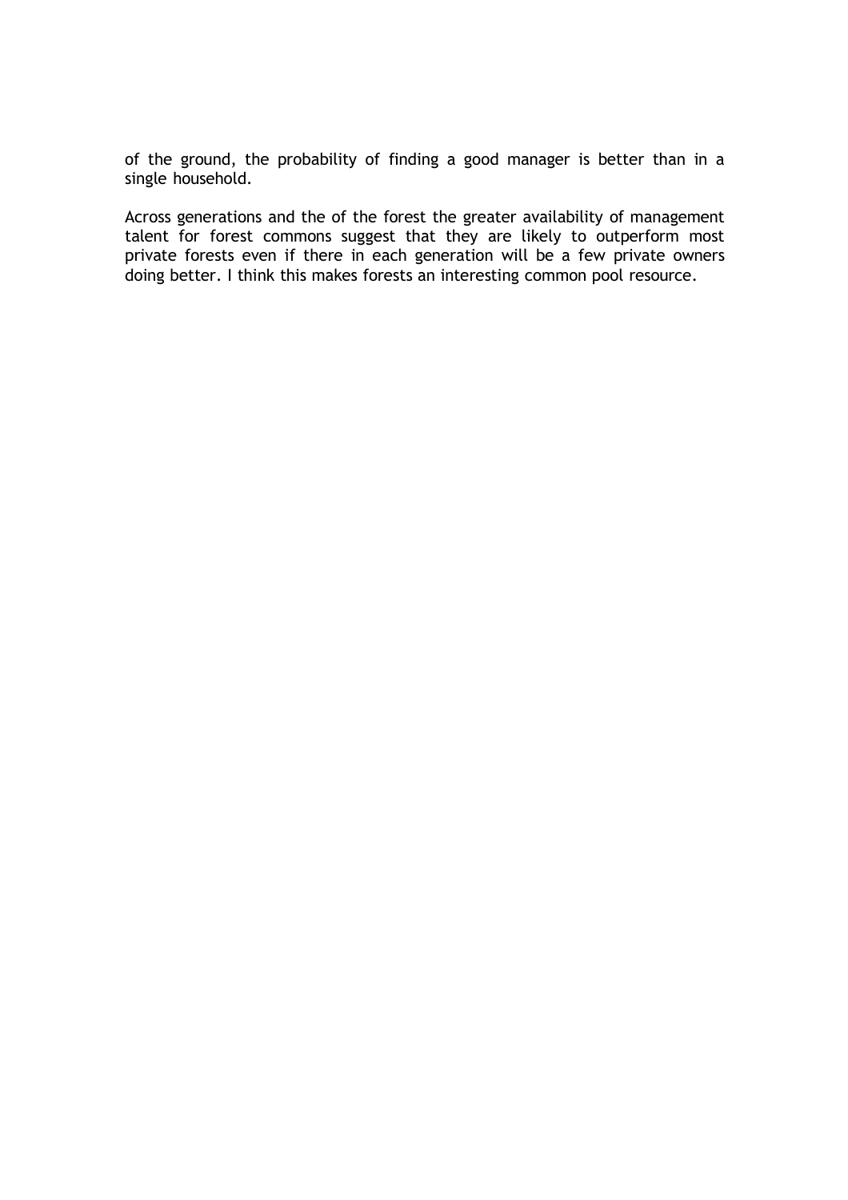of the ground, the probability of finding a good manager is better than in a single household.

Across generations and the of the forest the greater availability of management talent for forest commons suggest that they are likely to outperform most private forests even if there in each generation will be a few private owners doing better. I think this makes forests an interesting common pool resource.